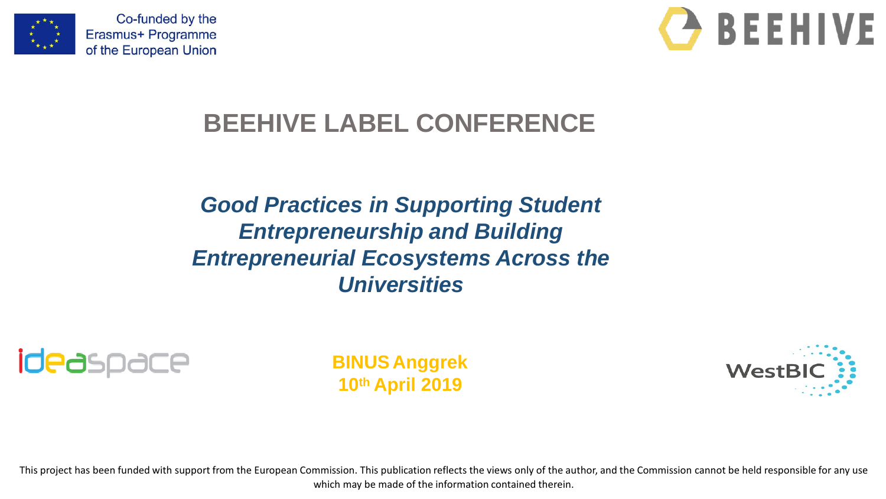Co-funded by the Erasmus+ Programme of the European Union

BEEHIVE

# BEEHIVE LABEL CONFERENCE

## *Good Practices in Supporting Student Entrepreneurship and Building Entrepreneurial Ecosystems Across the Universities*

ideaspace

**BINUS Anggrek**
**10th April 2019**

WestBIC

This project has been funded with support from the European Commission. This publication reflects the views only of the author, and the Commission cannot be held responsible for any use which may be made of the information contained therein.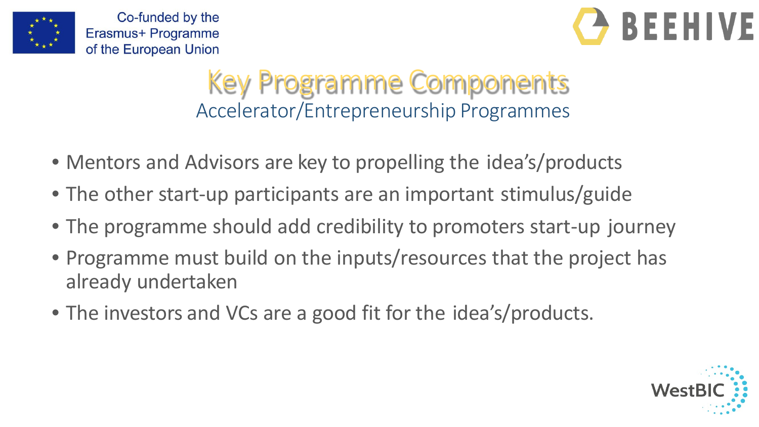# Key Programme Components

## Accelerator/Entrepreneurship Programmes

- Mentors and Advisors are key to propelling the idea's/products
- The other start-up participants are an important stimulus/guide
- The programme should add credibility to promoters start-up journey
- Programme must build on the inputs/resources that the project has already undertaken
- The investors and VCs are a good fit for the idea's/products.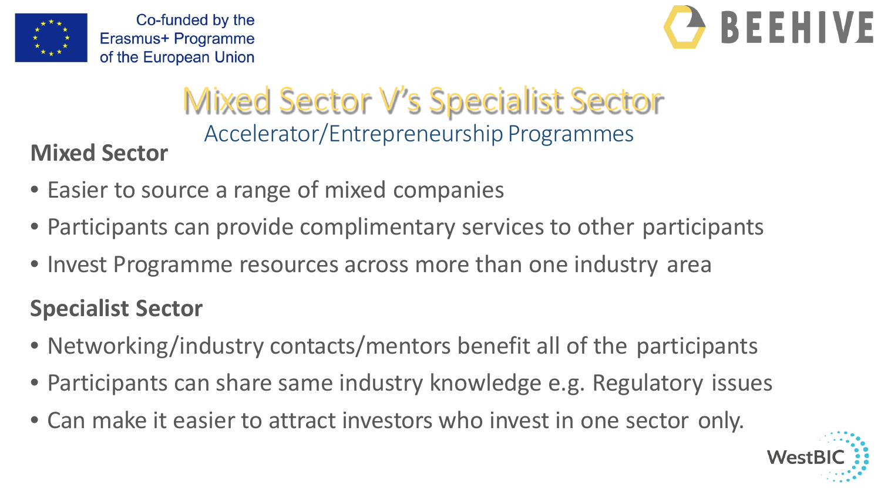# Mixed Sector V's Specialist Sector

## Accelerator/Entrepreneurship Programmes

**Mixed Sector**

- Easier to source a range of mixed companies
- Participants can provide complimentary services to other participants
- Invest Programme resources across more than one industry area

**Specialist Sector**

- Networking/industry contacts/mentors benefit all of the participants
- Participants can share same industry knowledge e.g. Regulatory issues
- Can make it easier to attract investors who invest in one sector only.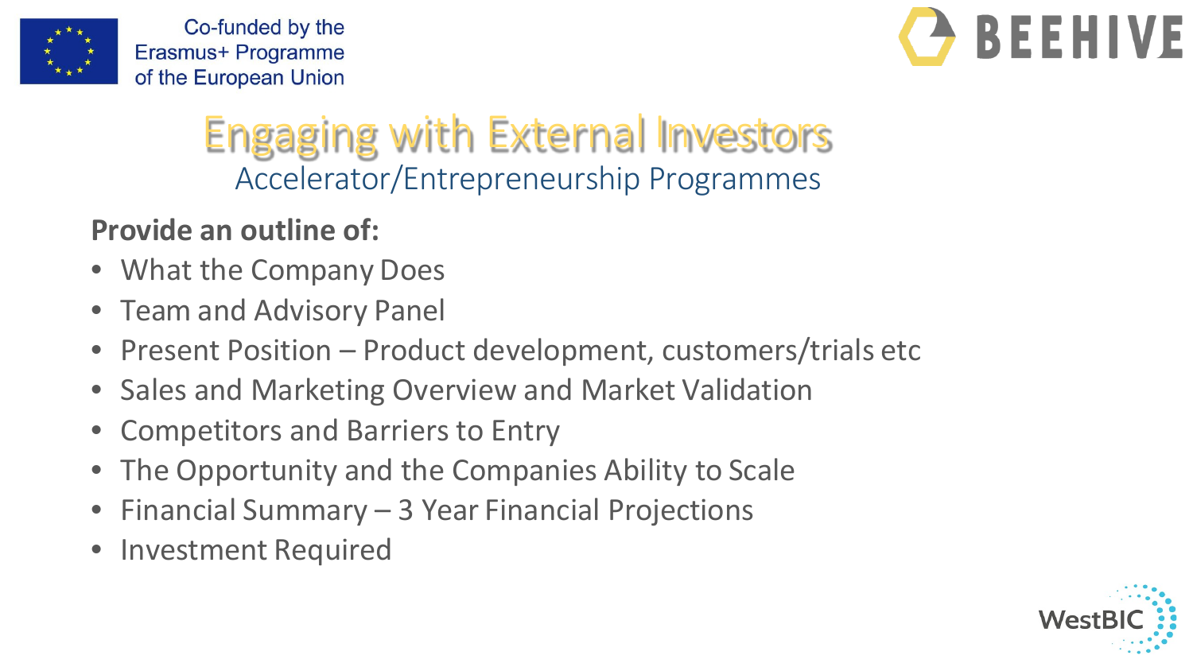# Engaging with External Investors

## Accelerator/Entrepreneurship Programmes

**Provide an outline of:**

- What the Company Does
- Team and Advisory Panel
- Present Position – Product development, customers/trials etc
- Sales and Marketing Overview and Market Validation
- Competitors and Barriers to Entry
- The Opportunity and the Companies Ability to Scale
- Financial Summary – 3 Year Financial Projections
- Investment Required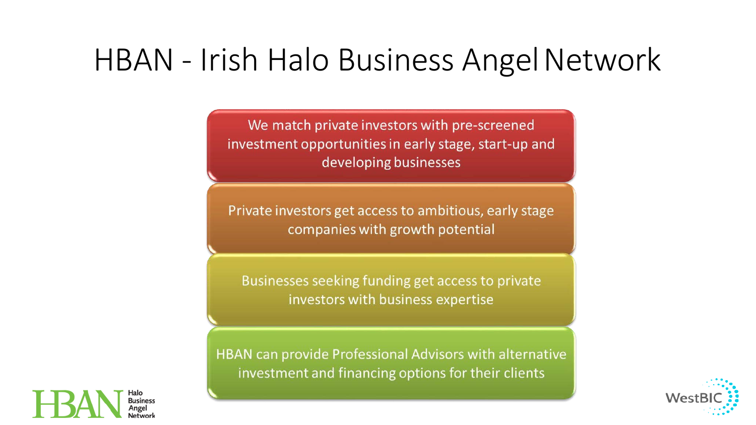# HBAN - Irish Halo Business Angel Network

- We match private investors with pre-screened investment opportunities in early stage, start-up and developing businesses
- Private investors get access to ambitious, early stage companies with growth potential
- Businesses seeking funding get access to private investors with business expertise
- HBAN can provide Professional Advisors with alternative investment and financing options for their clients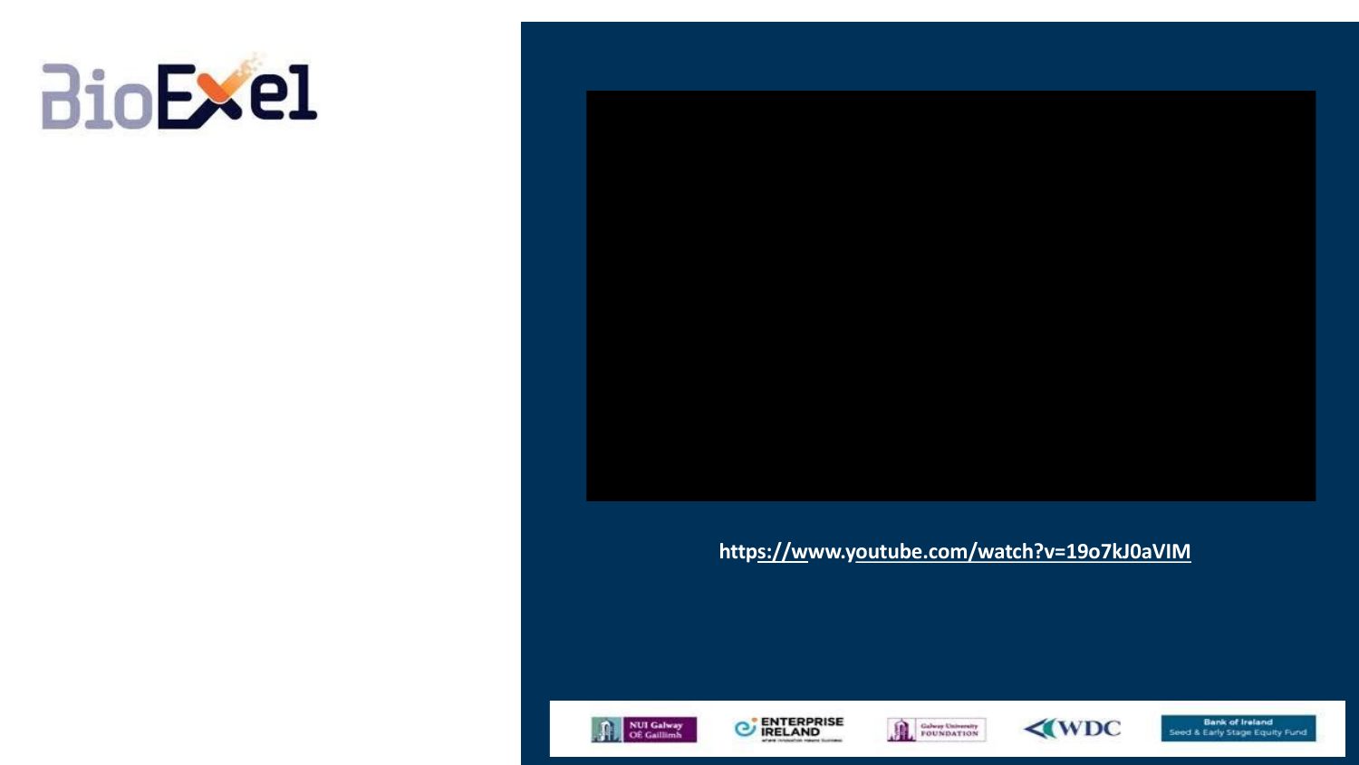BioExel

https://www.youtube.com/watch?v=19o7kJ0aVIM

NUI Galway OÉ Gaillimh

ENTERPRISE IRELAND

Galway University Foundation

WDC

Bank of Ireland Seed & Early Stage Equity Fund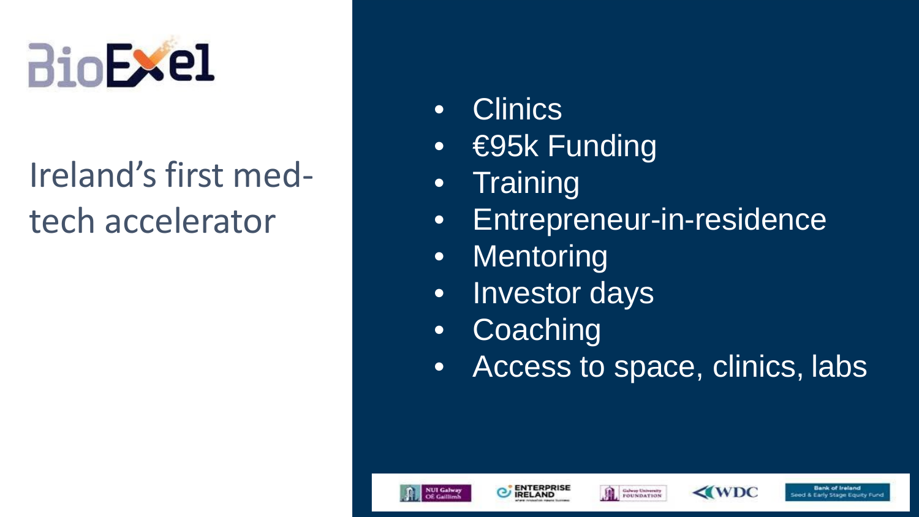# BioExcel

Ireland's first med-tech accelerator

- Clinics
- €95k Funding
- Training
- Entrepreneur-in-residence
- Mentoring
- Investor days
- Coaching
- Access to space, clinics, labs

NUI Galway OÉ Gaillimh | Enterprise Ireland | Galway University Foundation | WDC | Bank of Ireland Seed & Early Stage Equity Fund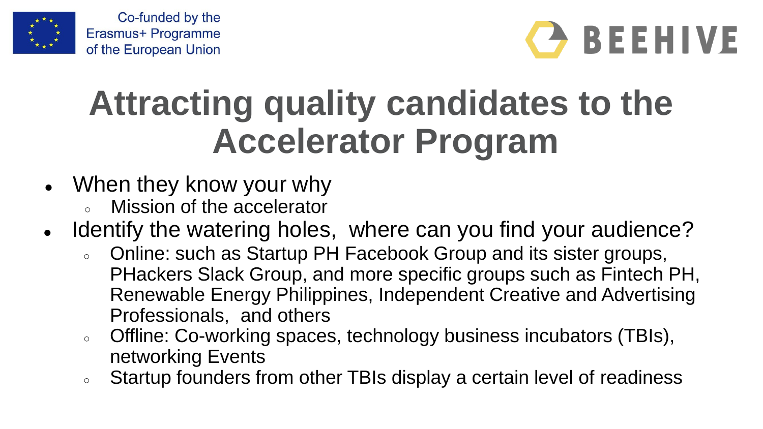# Attracting quality candidates to the Accelerator Program

- When they know your why
  - Mission of the accelerator
- Identify the watering holes, where can you find your audience?
  - Online: such as Startup PH Facebook Group and its sister groups, PHackers Slack Group, and more specific groups such as Fintech PH, Renewable Energy Philippines, Independent Creative and Advertising Professionals, and others
  - Offline: Co-working spaces, technology business incubators (TBIs), networking Events
  - Startup founders from other TBIs display a certain level of readiness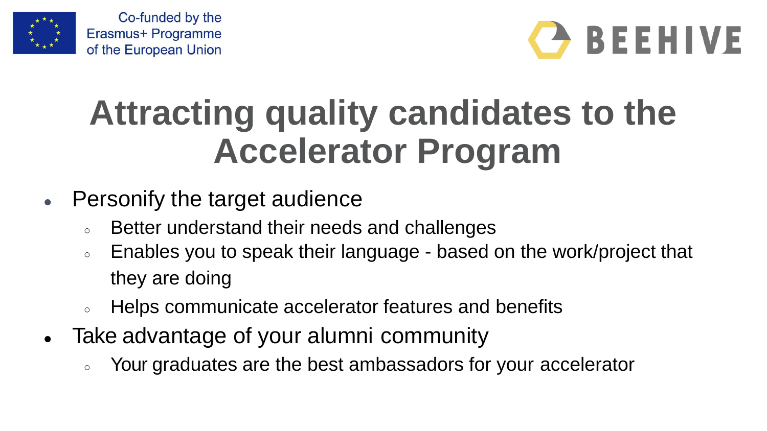# Attracting quality candidates to the Accelerator Program

- Personify the target audience
  - Better understand their needs and challenges
  - Enables you to speak their language - based on the work/project that they are doing
  - Helps communicate accelerator features and benefits
- Take advantage of your alumni community
  - Your graduates are the best ambassadors for your accelerator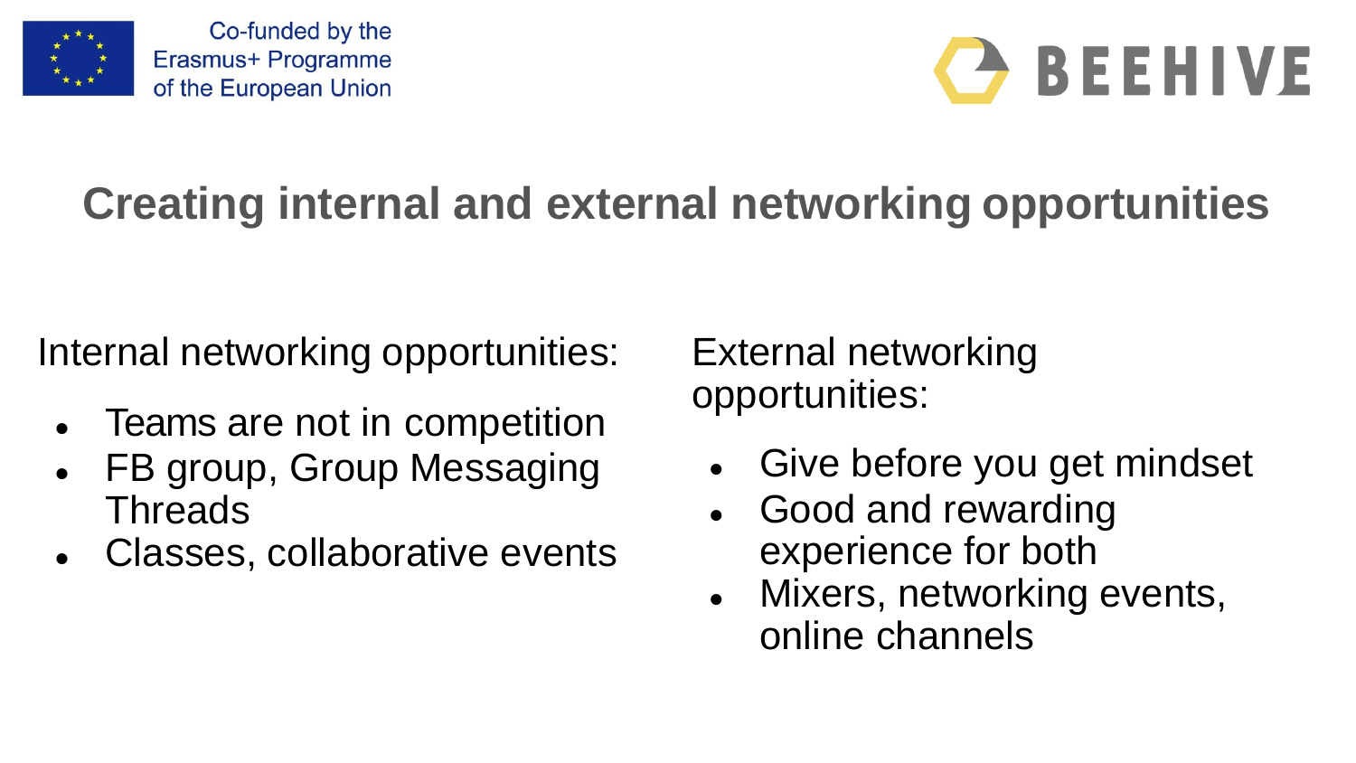Co-funded by the Erasmus+ Programme of the European Union

BEEHIVE

# Creating internal and external networking opportunities

Internal networking opportunities:

- Teams are not in competition
- FB group, Group Messaging Threads
- Classes, collaborative events

External networking opportunities:

- Give before you get mindset
- Good and rewarding experience for both
- Mixers, networking events, online channels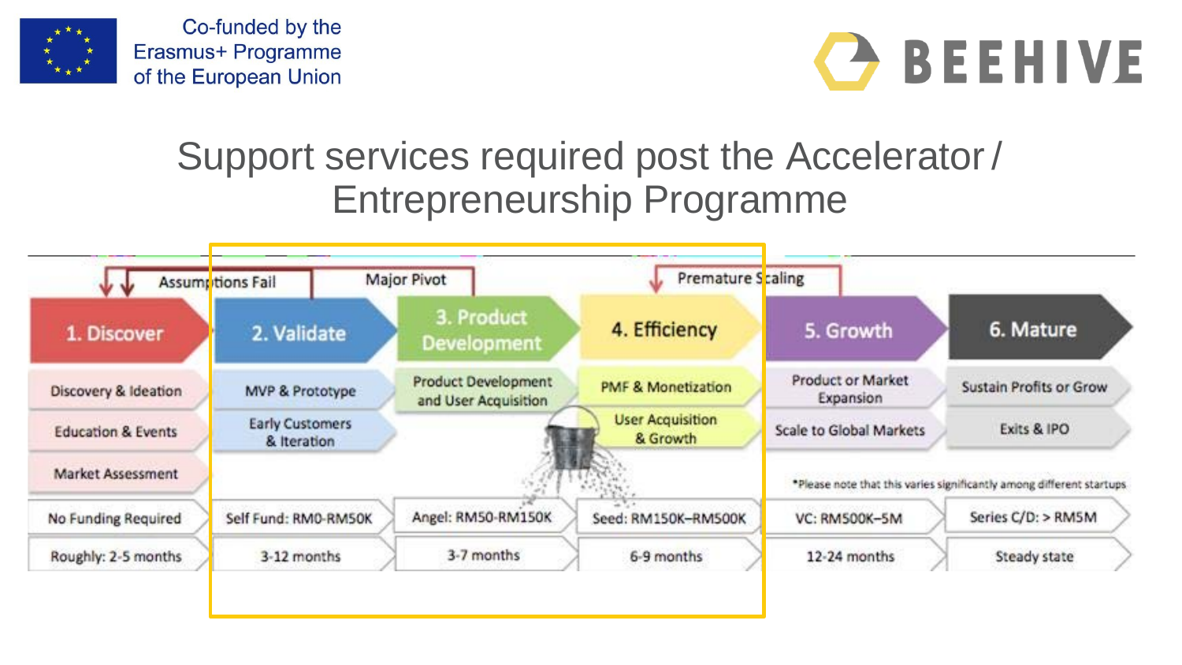# Support services required post the Accelerator / Entrepreneurship Programme

Assumptions Fail | Major Pivot | Premature Scaling

| 1. Discover | 2. Validate | 3. Product Development | 4. Efficiency | 5. Growth | 6. Mature |
|---|---|---|---|---|---|
| Discovery & Ideation | MVP & Prototype | Product Development and User Acquisition | PMF & Monetization | Product or Market Expansion | Sustain Profits or Grow |
| Education & Events | Early Customers & Iteration | | User Acquisition & Growth | Scale to Global Markets | Exits & IPO |
| Market Assessment | | | | | |
| No Funding Required | Self Fund: RM0-RM50K | Angel: RM50-RM150K | Seed: RM150K–RM500K | VC: RM500K–5M | Series C/D: > RM5M |
| Roughly: 2-5 months | 3-12 months | 3-7 months | 6-9 months | 12-24 months | Steady state |

*Please note that this varies significantly among different startups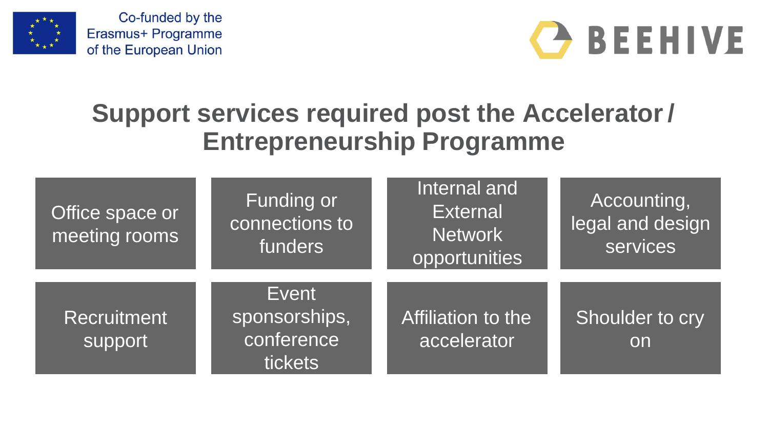Co-funded by the Erasmus+ Programme of the European Union

BEEHIVE

# Support services required post the Accelerator / Entrepreneurship Programme

| | | | |
|---|---|---|---|
| Office space or meeting rooms | Funding or connections to funders | Internal and External Network opportunities | Accounting, legal and design services |
| Recruitment support | Event sponsorships, conference tickets | Affiliation to the accelerator | Shoulder to cry on |